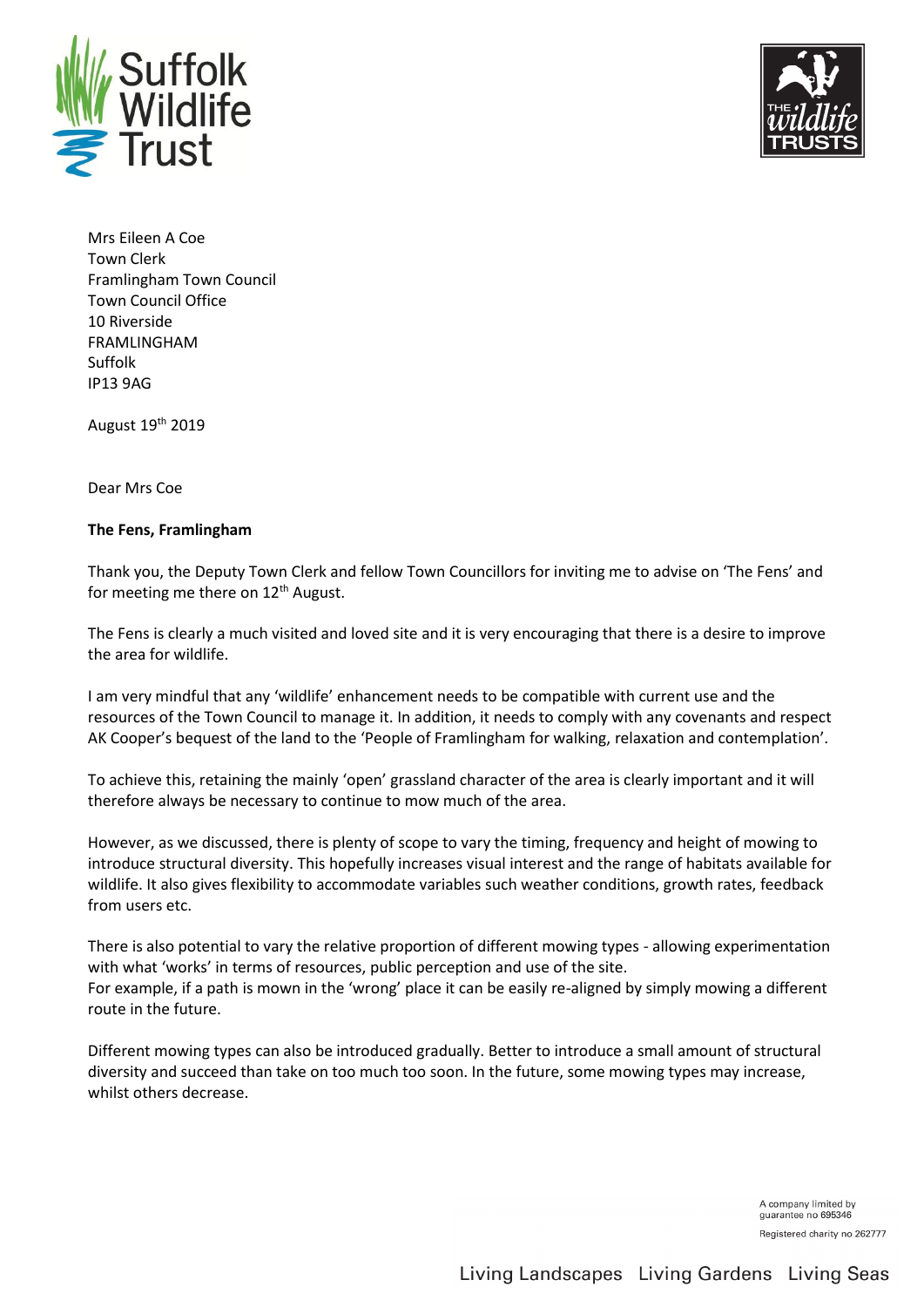Suffolk Wildlife Trust

THE wildlife TRUSTS

Mrs Eileen A Coe
Town Clerk
Framlingham Town Council
Town Council Office
10 Riverside
FRAMLINGHAM
Suffolk
IP13 9AG

August 19th 2019

Dear Mrs Coe

**The Fens, Framlingham**

Thank you, the Deputy Town Clerk and fellow Town Councillors for inviting me to advise on 'The Fens' and for meeting me there on 12th August.

The Fens is clearly a much visited and loved site and it is very encouraging that there is a desire to improve the area for wildlife.

I am very mindful that any 'wildlife' enhancement needs to be compatible with current use and the resources of the Town Council to manage it. In addition, it needs to comply with any covenants and respect AK Cooper's bequest of the land to the 'People of Framlingham for walking, relaxation and contemplation'.

To achieve this, retaining the mainly 'open' grassland character of the area is clearly important and it will therefore always be necessary to continue to mow much of the area.

However, as we discussed, there is plenty of scope to vary the timing, frequency and height of mowing to introduce structural diversity. This hopefully increases visual interest and the range of habitats available for wildlife. It also gives flexibility to accommodate variables such weather conditions, growth rates, feedback from users etc.

There is also potential to vary the relative proportion of different mowing types - allowing experimentation with what 'works' in terms of resources, public perception and use of the site.
For example, if a path is mown in the 'wrong' place it can be easily re-aligned by simply mowing a different route in the future.

Different mowing types can also be introduced gradually. Better to introduce a small amount of structural diversity and succeed than take on too much too soon. In the future, some mowing types may increase, whilst others decrease.

A company limited by guarantee no 695346

Registered charity no 262777

Living Landscapes Living Gardens Living Seas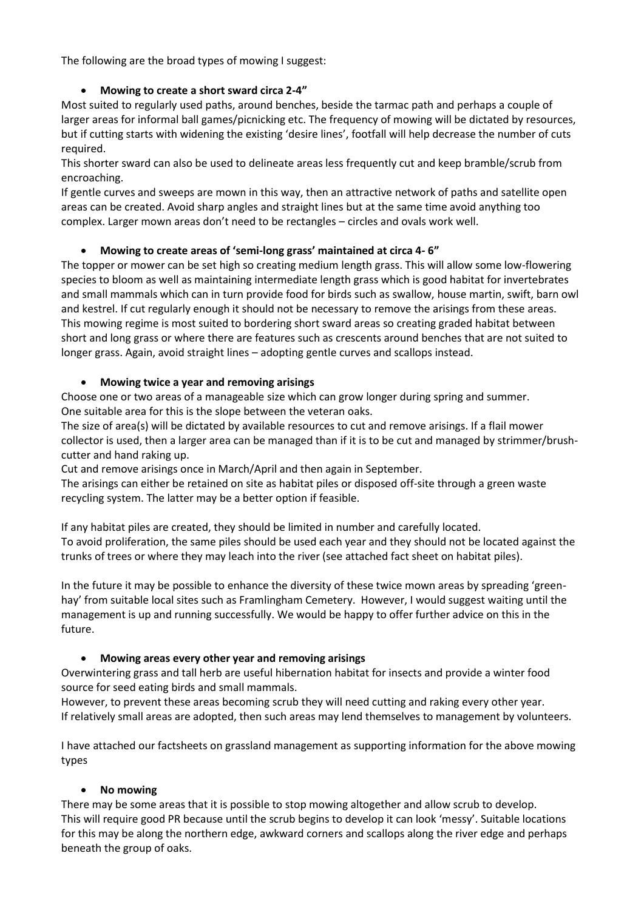The following are the broad types of mowing I suggest:

- **Mowing to create a short sward circa 2-4"**

Most suited to regularly used paths, around benches, beside the tarmac path and perhaps a couple of larger areas for informal ball games/picnicking etc. The frequency of mowing will be dictated by resources, but if cutting starts with widening the existing 'desire lines', footfall will help decrease the number of cuts required.

This shorter sward can also be used to delineate areas less frequently cut and keep bramble/scrub from encroaching.

If gentle curves and sweeps are mown in this way, then an attractive network of paths and satellite open areas can be created. Avoid sharp angles and straight lines but at the same time avoid anything too complex. Larger mown areas don't need to be rectangles – circles and ovals work well.

- **Mowing to create areas of 'semi-long grass' maintained at circa 4- 6"**

The topper or mower can be set high so creating medium length grass. This will allow some low-flowering species to bloom as well as maintaining intermediate length grass which is good habitat for invertebrates and small mammals which can in turn provide food for birds such as swallow, house martin, swift, barn owl and kestrel. If cut regularly enough it should not be necessary to remove the arisings from these areas. This mowing regime is most suited to bordering short sward areas so creating graded habitat between short and long grass or where there are features such as crescents around benches that are not suited to longer grass. Again, avoid straight lines – adopting gentle curves and scallops instead.

- **Mowing twice a year and removing arisings**

Choose one or two areas of a manageable size which can grow longer during spring and summer.
One suitable area for this is the slope between the veteran oaks.

The size of area(s) will be dictated by available resources to cut and remove arisings. If a flail mower collector is used, then a larger area can be managed than if it is to be cut and managed by strimmer/brush-cutter and hand raking up.

Cut and remove arisings once in March/April and then again in September.

The arisings can either be retained on site as habitat piles or disposed off-site through a green waste recycling system. The latter may be a better option if feasible.

If any habitat piles are created, they should be limited in number and carefully located.
To avoid proliferation, the same piles should be used each year and they should not be located against the trunks of trees or where they may leach into the river (see attached fact sheet on habitat piles).

In the future it may be possible to enhance the diversity of these twice mown areas by spreading 'green-hay' from suitable local sites such as Framlingham Cemetery. However, I would suggest waiting until the management is up and running successfully. We would be happy to offer further advice on this in the future.

- **Mowing areas every other year and removing arisings**

Overwintering grass and tall herb are useful hibernation habitat for insects and provide a winter food source for seed eating birds and small mammals.

However, to prevent these areas becoming scrub they will need cutting and raking every other year.
If relatively small areas are adopted, then such areas may lend themselves to management by volunteers.

I have attached our factsheets on grassland management as supporting information for the above mowing types

- **No mowing**

There may be some areas that it is possible to stop mowing altogether and allow scrub to develop.
This will require good PR because until the scrub begins to develop it can look 'messy'. Suitable locations for this may be along the northern edge, awkward corners and scallops along the river edge and perhaps beneath the group of oaks.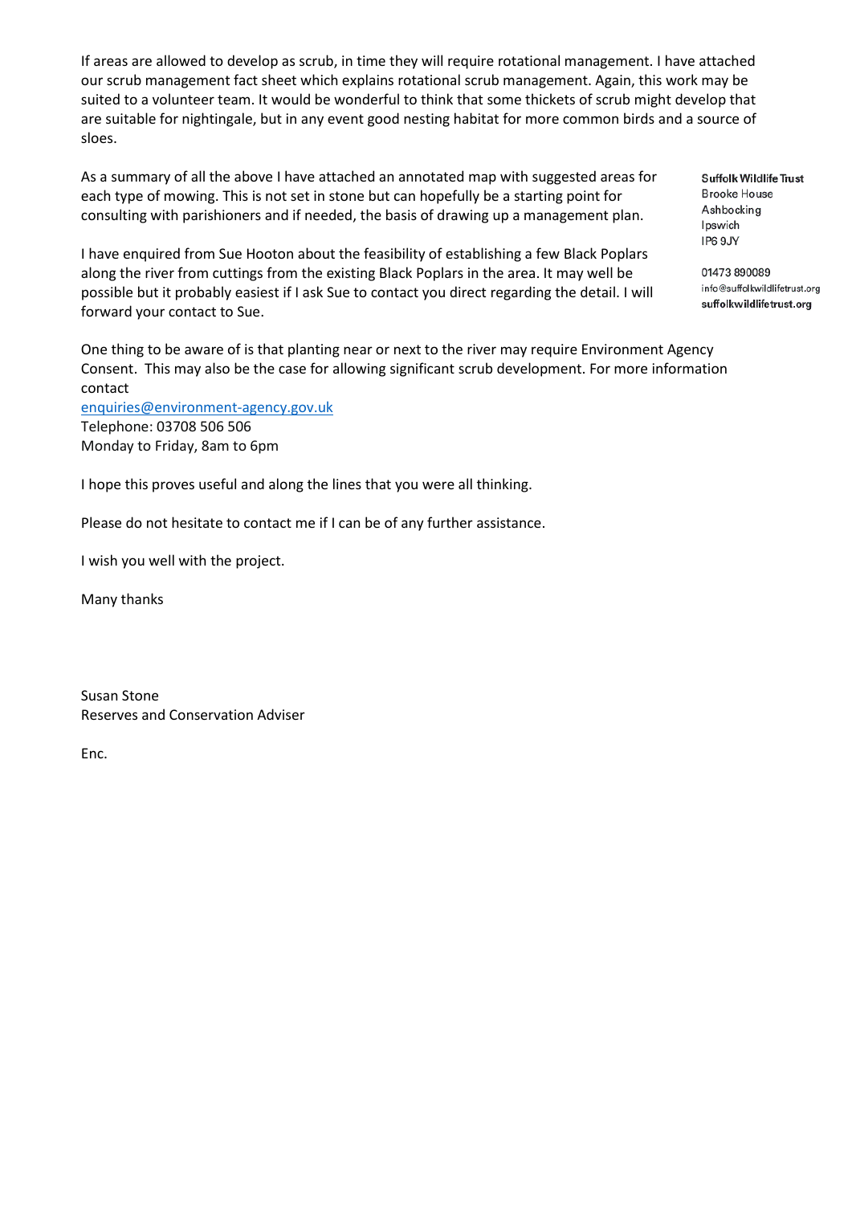If areas are allowed to develop as scrub, in time they will require rotational management. I have attached our scrub management fact sheet which explains rotational scrub management. Again, this work may be suited to a volunteer team. It would be wonderful to think that some thickets of scrub might develop that are suitable for nightingale, but in any event good nesting habitat for more common birds and a source of sloes.

As a summary of all the above I have attached an annotated map with suggested areas for each type of mowing. This is not set in stone but can hopefully be a starting point for consulting with parishioners and if needed, the basis of drawing up a management plan.

**Suffolk Wildlife Trust**
Brooke House
Ashbocking
Ipswich
IP6 9JY

01473 890089
info@suffolkwildlifetrust.org
**suffolkwildlifetrust.org**

I have enquired from Sue Hooton about the feasibility of establishing a few Black Poplars along the river from cuttings from the existing Black Poplars in the area. It may well be possible but it probably easiest if I ask Sue to contact you direct regarding the detail. I will forward your contact to Sue.

One thing to be aware of is that planting near or next to the river may require Environment Agency Consent. This may also be the case for allowing significant scrub development. For more information contact
enquiries@environment-agency.gov.uk
Telephone: 03708 506 506
Monday to Friday, 8am to 6pm

I hope this proves useful and along the lines that you were all thinking.

Please do not hesitate to contact me if I can be of any further assistance.

I wish you well with the project.

Many thanks

Susan Stone
Reserves and Conservation Adviser

Enc.